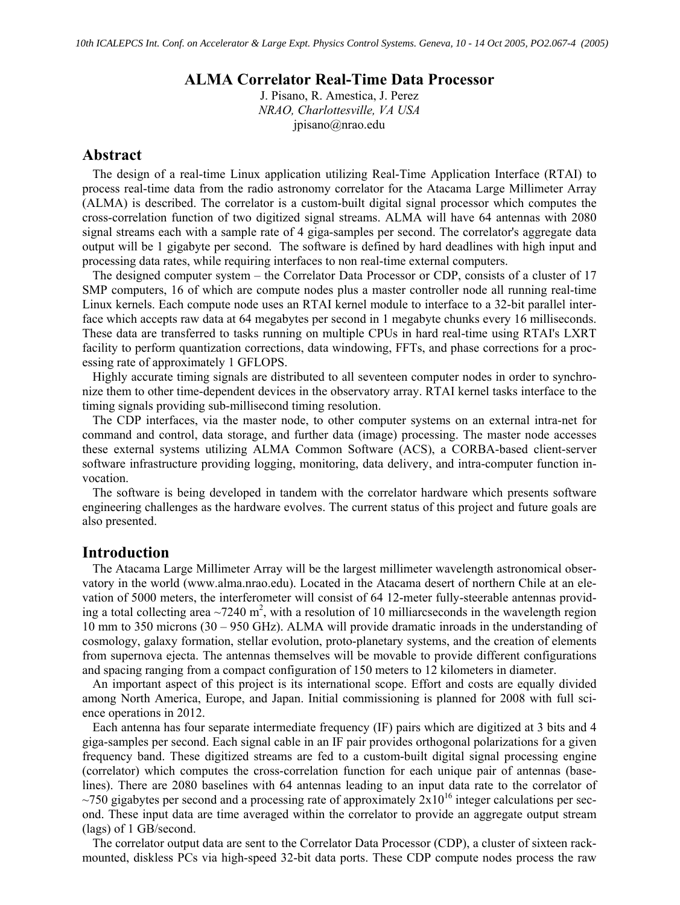# ALMA Correlator Real-Time Data Processor

J. Pisano, R. Amestica, J. Perez
*NRAO, Charlottesville, VA USA*
jpisano@nrao.edu

## Abstract

The design of a real-time Linux application utilizing Real-Time Application Interface (RTAI) to process real-time data from the radio astronomy correlator for the Atacama Large Millimeter Array (ALMA) is described. The correlator is a custom-built digital signal processor which computes the cross-correlation function of two digitized signal streams. ALMA will have 64 antennas with 2080 signal streams each with a sample rate of 4 giga-samples per second. The correlator's aggregate data output will be 1 gigabyte per second. The software is defined by hard deadlines with high input and processing data rates, while requiring interfaces to non real-time external computers.

The designed computer system – the Correlator Data Processor or CDP, consists of a cluster of 17 SMP computers, 16 of which are compute nodes plus a master controller node all running real-time Linux kernels. Each compute node uses an RTAI kernel module to interface to a 32-bit parallel interface which accepts raw data at 64 megabytes per second in 1 megabyte chunks every 16 milliseconds. These data are transferred to tasks running on multiple CPUs in hard real-time using RTAI's LXRT facility to perform quantization corrections, data windowing, FFTs, and phase corrections for a processing rate of approximately 1 GFLOPS.

Highly accurate timing signals are distributed to all seventeen computer nodes in order to synchronize them to other time-dependent devices in the observatory array. RTAI kernel tasks interface to the timing signals providing sub-millisecond timing resolution.

The CDP interfaces, via the master node, to other computer systems on an external intra-net for command and control, data storage, and further data (image) processing. The master node accesses these external systems utilizing ALMA Common Software (ACS), a CORBA-based client-server software infrastructure providing logging, monitoring, data delivery, and intra-computer function invocation.

The software is being developed in tandem with the correlator hardware which presents software engineering challenges as the hardware evolves. The current status of this project and future goals are also presented.

## Introduction

The Atacama Large Millimeter Array will be the largest millimeter wavelength astronomical observatory in the world (www.alma.nrao.edu). Located in the Atacama desert of northern Chile at an elevation of 5000 meters, the interferometer will consist of 64 12-meter fully-steerable antennas providing a total collecting area ~7240 $m^2$, with a resolution of 10 milliarcseconds in the wavelength region 10 mm to 350 microns (30 – 950 GHz). ALMA will provide dramatic inroads in the understanding of cosmology, galaxy formation, stellar evolution, proto-planetary systems, and the creation of elements from supernova ejecta. The antennas themselves will be movable to provide different configurations and spacing ranging from a compact configuration of 150 meters to 12 kilometers in diameter.

An important aspect of this project is its international scope. Effort and costs are equally divided among North America, Europe, and Japan. Initial commissioning is planned for 2008 with full science operations in 2012.

Each antenna has four separate intermediate frequency (IF) pairs which are digitized at 3 bits and 4 giga-samples per second. Each signal cable in an IF pair provides orthogonal polarizations for a given frequency band. These digitized streams are fed to a custom-built digital signal processing engine (correlator) which computes the cross-correlation function for each unique pair of antennas (baselines). There are 2080 baselines with 64 antennas leading to an input data rate to the correlator of ~750 gigabytes per second and a processing rate of approximately $2x10^{16}$ integer calculations per second. These input data are time averaged within the correlator to provide an aggregate output stream (lags) of 1 GB/second.

The correlator output data are sent to the Correlator Data Processor (CDP), a cluster of sixteen rack-mounted, diskless PCs via high-speed 32-bit data ports. These CDP compute nodes process the raw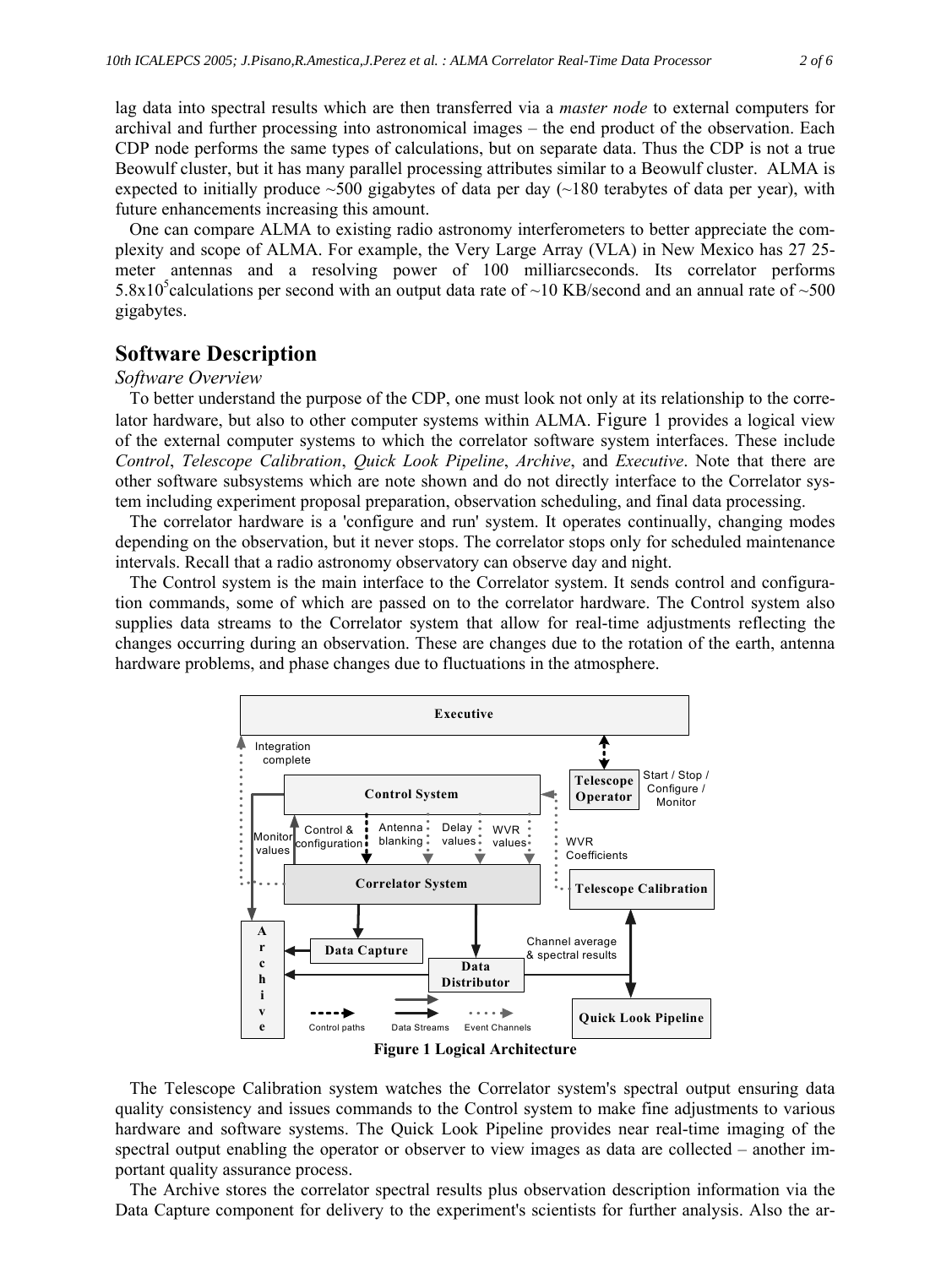lag data into spectral results which are then transferred via a *master node* to external computers for archival and further processing into astronomical images – the end product of the observation. Each CDP node performs the same types of calculations, but on separate data. Thus the CDP is not a true Beowulf cluster, but it has many parallel processing attributes similar to a Beowulf cluster. ALMA is expected to initially produce ~500 gigabytes of data per day (~180 terabytes of data per year), with future enhancements increasing this amount.

One can compare ALMA to existing radio astronomy interferometers to better appreciate the complexity and scope of ALMA. For example, the Very Large Array (VLA) in New Mexico has 27 25-meter antennas and a resolving power of 100 milliarcseconds. Its correlator performs $5.8 \times 10^5$ calculations per second with an output data rate of ~10 KB/second and an annual rate of ~500 gigabytes.

## Software Description

### *Software Overview*

To better understand the purpose of the CDP, one must look not only at its relationship to the correlator hardware, but also to other computer systems within ALMA. Figure 1 provides a logical view of the external computer systems to which the correlator software system interfaces. These include *Control*, *Telescope Calibration*, *Quick Look Pipeline*, *Archive*, and *Executive*. Note that there are other software subsystems which are note shown and do not directly interface to the Correlator system including experiment proposal preparation, observation scheduling, and final data processing.

The correlator hardware is a 'configure and run' system. It operates continually, changing modes depending on the observation, but it never stops. The correlator stops only for scheduled maintenance intervals. Recall that a radio astronomy observatory can observe day and night.

The Control system is the main interface to the Correlator system. It sends control and configuration commands, some of which are passed on to the correlator hardware. The Control system also supplies data streams to the Correlator system that allow for real-time adjustments reflecting the changes occurring during an observation. These are changes due to the rotation of the earth, antenna hardware problems, and phase changes due to fluctuations in the atmosphere.

**Figure 1 Logical Architecture**

The Telescope Calibration system watches the Correlator system's spectral output ensuring data quality consistency and issues commands to the Control system to make fine adjustments to various hardware and software systems. The Quick Look Pipeline provides near real-time imaging of the spectral output enabling the operator or observer to view images as data are collected – another important quality assurance process.

The Archive stores the correlator spectral results plus observation description information via the Data Capture component for delivery to the experiment's scientists for further analysis. Also the ar-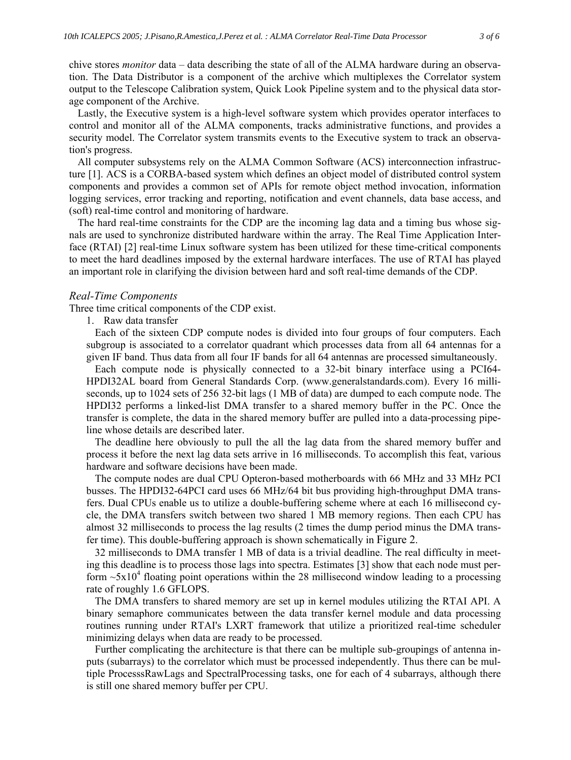chive stores *monitor* data – data describing the state of all of the ALMA hardware during an observation. The Data Distributor is a component of the archive which multiplexes the Correlator system output to the Telescope Calibration system, Quick Look Pipeline system and to the physical data storage component of the Archive.

Lastly, the Executive system is a high-level software system which provides operator interfaces to control and monitor all of the ALMA components, tracks administrative functions, and provides a security model. The Correlator system transmits events to the Executive system to track an observation's progress.

All computer subsystems rely on the ALMA Common Software (ACS) interconnection infrastructure [1]. ACS is a CORBA-based system which defines an object model of distributed control system components and provides a common set of APIs for remote object method invocation, information logging services, error tracking and reporting, notification and event channels, data base access, and (soft) real-time control and monitoring of hardware.

The hard real-time constraints for the CDP are the incoming lag data and a timing bus whose signals are used to synchronize distributed hardware within the array. The Real Time Application Interface (RTAI) [2] real-time Linux software system has been utilized for these time-critical components to meet the hard deadlines imposed by the external hardware interfaces. The use of RTAI has played an important role in clarifying the division between hard and soft real-time demands of the CDP.

### *Real-Time Components*

Three time critical components of the CDP exist.

1. Raw data transfer

   Each of the sixteen CDP compute nodes is divided into four groups of four computers. Each subgroup is associated to a correlator quadrant which processes data from all 64 antennas for a given IF band. Thus data from all four IF bands for all 64 antennas are processed simultaneously.

   Each compute node is physically connected to a 32-bit binary interface using a PCI64-HPDI32AL board from General Standards Corp. (www.generalstandards.com). Every 16 milliseconds, up to 1024 sets of 256 32-bit lags (1 MB of data) are dumped to each compute node. The HPDI32 performs a linked-list DMA transfer to a shared memory buffer in the PC. Once the transfer is complete, the data in the shared memory buffer are pulled into a data-processing pipeline whose details are described later.

   The deadline here obviously to pull the all the lag data from the shared memory buffer and process it before the next lag data sets arrive in 16 milliseconds. To accomplish this feat, various hardware and software decisions have been made.

   The compute nodes are dual CPU Opteron-based motherboards with 66 MHz and 33 MHz PCI busses. The HPDI32-64PCI card uses 66 MHz/64 bit bus providing high-throughput DMA transfers. Dual CPUs enable us to utilize a double-buffering scheme where at each 16 millisecond cycle, the DMA transfers switch between two shared 1 MB memory regions. Then each CPU has almost 32 milliseconds to process the lag results (2 times the dump period minus the DMA transfer time). This double-buffering approach is shown schematically in Figure 2.

   32 milliseconds to DMA transfer 1 MB of data is a trivial deadline. The real difficulty in meeting this deadline is to process those lags into spectra. Estimates [3] show that each node must perform $\sim 5 \times 10^4$ floating point operations within the 28 millisecond window leading to a processing rate of roughly 1.6 GFLOPS.

   The DMA transfers to shared memory are set up in kernel modules utilizing the RTAI API. A binary semaphore communicates between the data transfer kernel module and data processing routines running under RTAI's LXRT framework that utilize a prioritized real-time scheduler minimizing delays when data are ready to be processed.

   Further complicating the architecture is that there can be multiple sub-groupings of antenna inputs (subarrays) to the correlator which must be processed independently. Thus there can be multiple ProcesssRawLags and SpectralProcessing tasks, one for each of 4 subarrays, although there is still one shared memory buffer per CPU.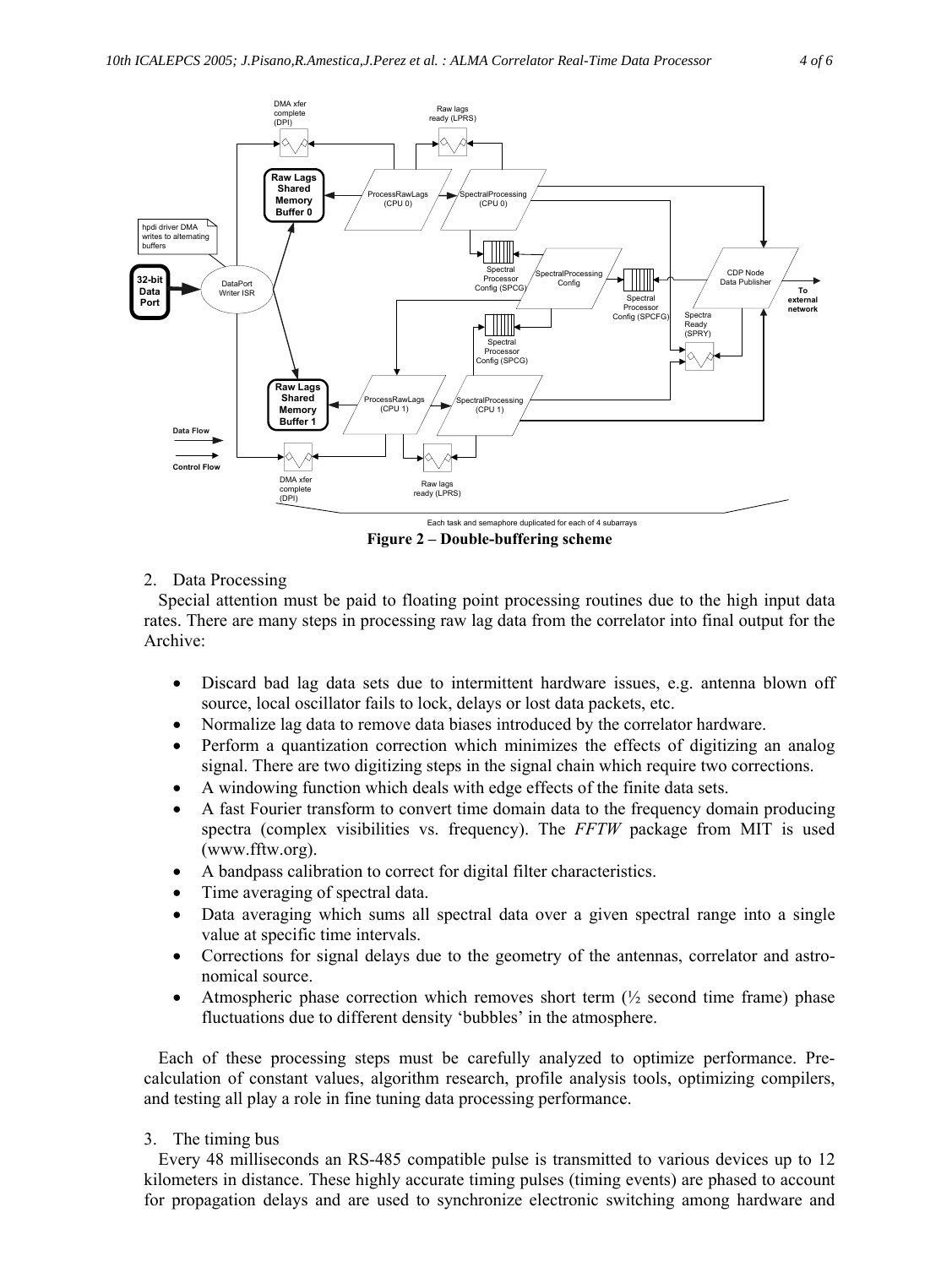Figure 2 – Double-buffering scheme

2. Data Processing

Special attention must be paid to floating point processing routines due to the high input data rates. There are many steps in processing raw lag data from the correlator into final output for the Archive:

- Discard bad lag data sets due to intermittent hardware issues, e.g. antenna blown off source, local oscillator fails to lock, delays or lost data packets, etc.
- Normalize lag data to remove data biases introduced by the correlator hardware.
- Perform a quantization correction which minimizes the effects of digitizing an analog signal. There are two digitizing steps in the signal chain which require two corrections.
- A windowing function which deals with edge effects of the finite data sets.
- A fast Fourier transform to convert time domain data to the frequency domain producing spectra (complex visibilities vs. frequency). The *FFTW* package from MIT is used (www.fftw.org).
- A bandpass calibration to correct for digital filter characteristics.
- Time averaging of spectral data.
- Data averaging which sums all spectral data over a given spectral range into a single value at specific time intervals.
- Corrections for signal delays due to the geometry of the antennas, correlator and astronomical source.
- Atmospheric phase correction which removes short term (½ second time frame) phase fluctuations due to different density 'bubbles' in the atmosphere.

Each of these processing steps must be carefully analyzed to optimize performance. Pre-calculation of constant values, algorithm research, profile analysis tools, optimizing compilers, and testing all play a role in fine tuning data processing performance.

3. The timing bus

Every 48 milliseconds an RS-485 compatible pulse is transmitted to various devices up to 12 kilometers in distance. These highly accurate timing pulses (timing events) are phased to account for propagation delays and are used to synchronize electronic switching among hardware and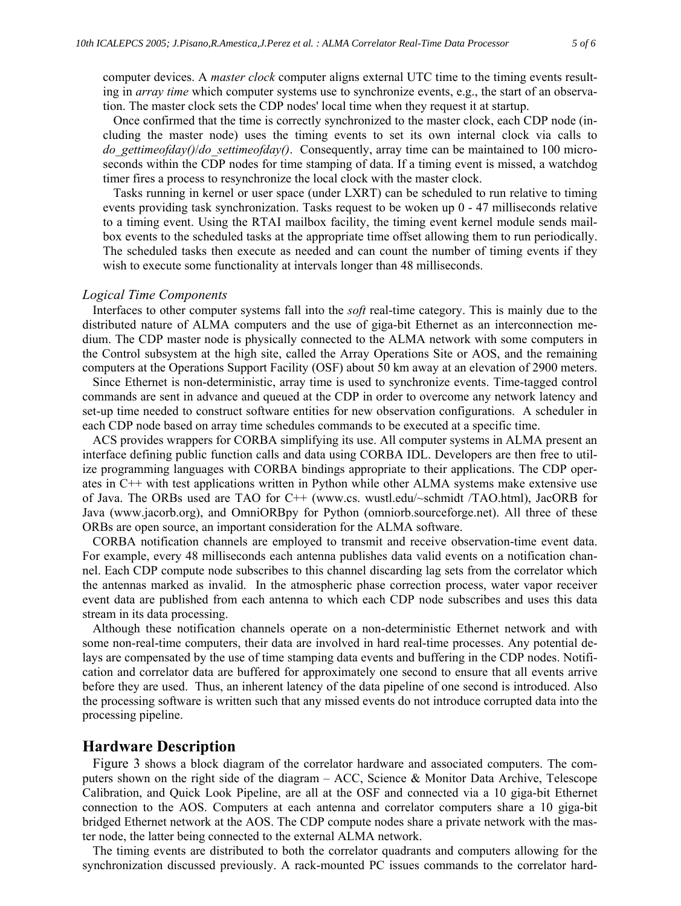computer devices. A *master clock* computer aligns external UTC time to the timing events resulting in *array time* which computer systems use to synchronize events, e.g., the start of an observation. The master clock sets the CDP nodes' local time when they request it at startup.

Once confirmed that the time is correctly synchronized to the master clock, each CDP node (including the master node) uses the timing events to set its own internal clock via calls to *do_gettimeofday()*/*do_settimeofday()*. Consequently, array time can be maintained to 100 microseconds within the CDP nodes for time stamping of data. If a timing event is missed, a watchdog timer fires a process to resynchronize the local clock with the master clock.

Tasks running in kernel or user space (under LXRT) can be scheduled to run relative to timing events providing task synchronization. Tasks request to be woken up 0 - 47 milliseconds relative to a timing event. Using the RTAI mailbox facility, the timing event kernel module sends mailbox events to the scheduled tasks at the appropriate time offset allowing them to run periodically. The scheduled tasks then execute as needed and can count the number of timing events if they wish to execute some functionality at intervals longer than 48 milliseconds.

### *Logical Time Components*

Interfaces to other computer systems fall into the *soft* real-time category. This is mainly due to the distributed nature of ALMA computers and the use of giga-bit Ethernet as an interconnection medium. The CDP master node is physically connected to the ALMA network with some computers in the Control subsystem at the high site, called the Array Operations Site or AOS, and the remaining computers at the Operations Support Facility (OSF) about 50 km away at an elevation of 2900 meters.

Since Ethernet is non-deterministic, array time is used to synchronize events. Time-tagged control commands are sent in advance and queued at the CDP in order to overcome any network latency and set-up time needed to construct software entities for new observation configurations. A scheduler in each CDP node based on array time schedules commands to be executed at a specific time.

ACS provides wrappers for CORBA simplifying its use. All computer systems in ALMA present an interface defining public function calls and data using CORBA IDL. Developers are then free to utilize programming languages with CORBA bindings appropriate to their applications. The CDP operates in C++ with test applications written in Python while other ALMA systems make extensive use of Java. The ORBs used are TAO for C++ (www.cs. wustl.edu/~schmidt /TAO.html), JacORB for Java (www.jacorb.org), and OmniORBpy for Python (omniorb.sourceforge.net). All three of these ORBs are open source, an important consideration for the ALMA software.

CORBA notification channels are employed to transmit and receive observation-time event data. For example, every 48 milliseconds each antenna publishes data valid events on a notification channel. Each CDP compute node subscribes to this channel discarding lag sets from the correlator which the antennas marked as invalid. In the atmospheric phase correction process, water vapor receiver event data are published from each antenna to which each CDP node subscribes and uses this data stream in its data processing.

Although these notification channels operate on a non-deterministic Ethernet network and with some non-real-time computers, their data are involved in hard real-time processes. Any potential delays are compensated by the use of time stamping data events and buffering in the CDP nodes. Notification and correlator data are buffered for approximately one second to ensure that all events arrive before they are used. Thus, an inherent latency of the data pipeline of one second is introduced. Also the processing software is written such that any missed events do not introduce corrupted data into the processing pipeline.

## Hardware Description

Figure 3 shows a block diagram of the correlator hardware and associated computers. The computers shown on the right side of the diagram – ACC, Science & Monitor Data Archive, Telescope Calibration, and Quick Look Pipeline, are all at the OSF and connected via a 10 giga-bit Ethernet connection to the AOS. Computers at each antenna and correlator computers share a 10 giga-bit bridged Ethernet network at the AOS. The CDP compute nodes share a private network with the master node, the latter being connected to the external ALMA network.

The timing events are distributed to both the correlator quadrants and computers allowing for the synchronization discussed previously. A rack-mounted PC issues commands to the correlator hard-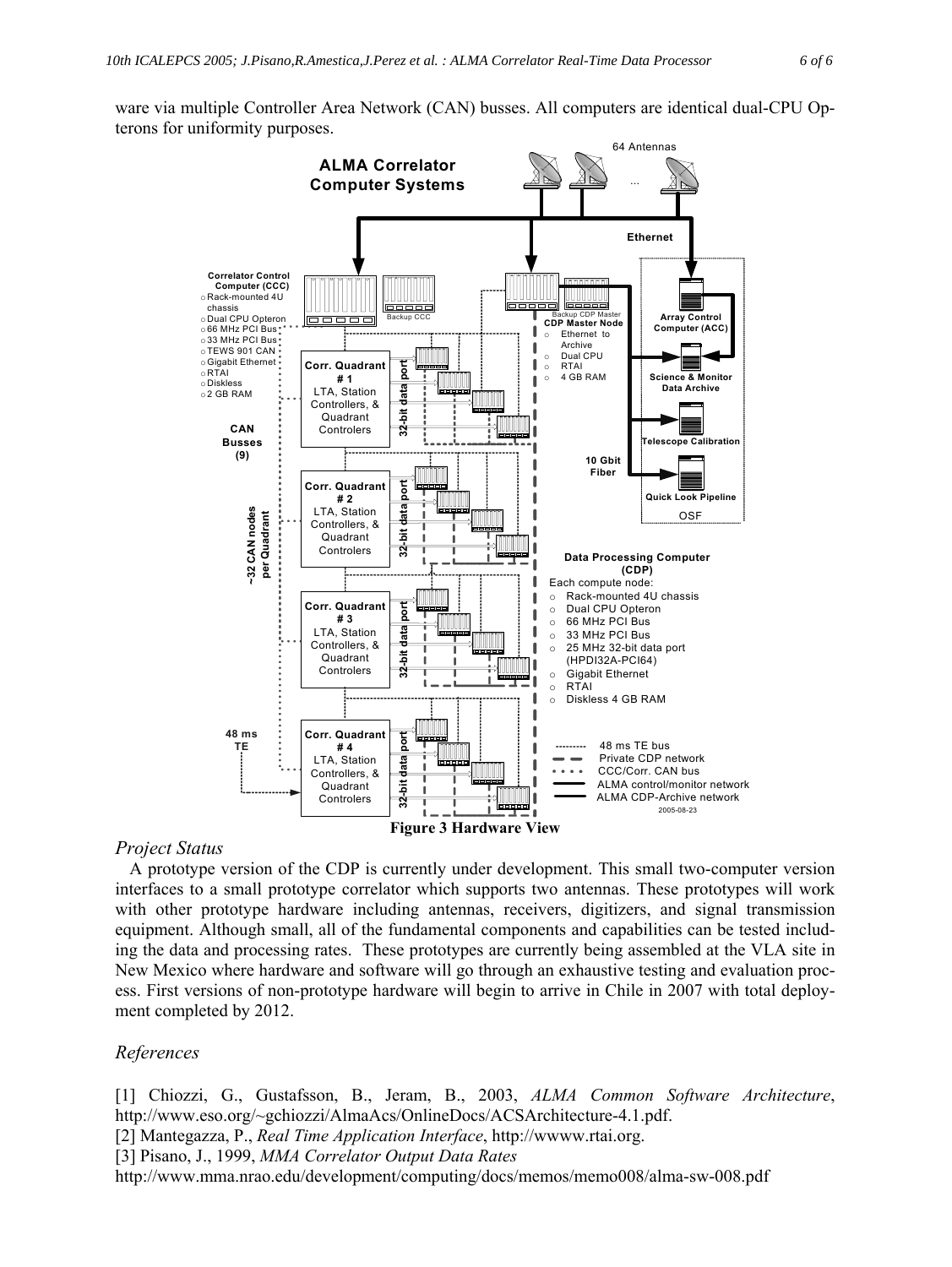ware via multiple Controller Area Network (CAN) busses. All computers are identical dual-CPU Opterons for uniformity purposes.

ALMA Correlator Computer Systems

64 Antennas

...

Ethernet

Correlator Control Computer (CCC)
- Rack-mounted 4U chassis
- Dual CPU Opteron
- 66 MHz PCI Bus
- 33 MHz PCI Bus
- TEWS 901 CAN
- Gigabit Ethernet
- RTAI
- Diskless
- 2 GB RAM

Backup CCC

Backup CDP Master

CDP Master Node
- Ethernet to Archive
- Dual CPU
- RTAI
- 4 GB RAM

Array Control Computer (ACC)

Science & Monitor Data Archive

Telescope Calibration

Quick Look Pipeline

OSF

10 Gbit Fiber

CAN Busses (9)

~32 CAN nodes per Quadrant

Corr. Quadrant # 1 LTA, Station Controllers, & Quadrant Controlers

Corr. Quadrant # 2 LTA, Station Controllers, & Quadrant Controlers

Corr. Quadrant # 3 LTA, Station Controllers, & Quadrant Controlers

Corr. Quadrant # 4 LTA, Station Controllers, & Quadrant Controlers

32-bit data port

48 ms TE

Data Processing Computer (CDP)

Each compute node:
- Rack-mounted 4U chassis
- Dual CPU Opteron
- 66 MHz PCI Bus
- 33 MHz PCI Bus
- 25 MHz 32-bit data port (HPDI32A-PCI64)
- Gigabit Ethernet
- RTAI
- Diskless 4 GB RAM

48 ms TE bus

Private CDP network

CCC/Corr. CAN bus

ALMA control/monitor network

ALMA CDP-Archive network

2005-08-23

**Figure 3 Hardware View**

### *Project Status*

A prototype version of the CDP is currently under development. This small two-computer version interfaces to a small prototype correlator which supports two antennas. These prototypes will work with other prototype hardware including antennas, receivers, digitizers, and signal transmission equipment. Although small, all of the fundamental components and capabilities can be tested including the data and processing rates. These prototypes are currently being assembled at the VLA site in New Mexico where hardware and software will go through an exhaustive testing and evaluation process. First versions of non-prototype hardware will begin to arrive in Chile in 2007 with total deployment completed by 2012.

### *References*

[1] Chiozzi, G., Gustafsson, B., Jeram, B., 2003, *ALMA Common Software Architecture*, http://www.eso.org/~gchiozzi/AlmaAcs/OnlineDocs/ACSArchitecture-4.1.pdf.

[2] Mantegazza, P., *Real Time Application Interface*, http://wwww.rtai.org.

[3] Pisano, J., 1999, *MMA Correlator Output Data Rates*
http://www.mma.nrao.edu/development/computing/docs/memos/memo008/alma-sw-008.pdf